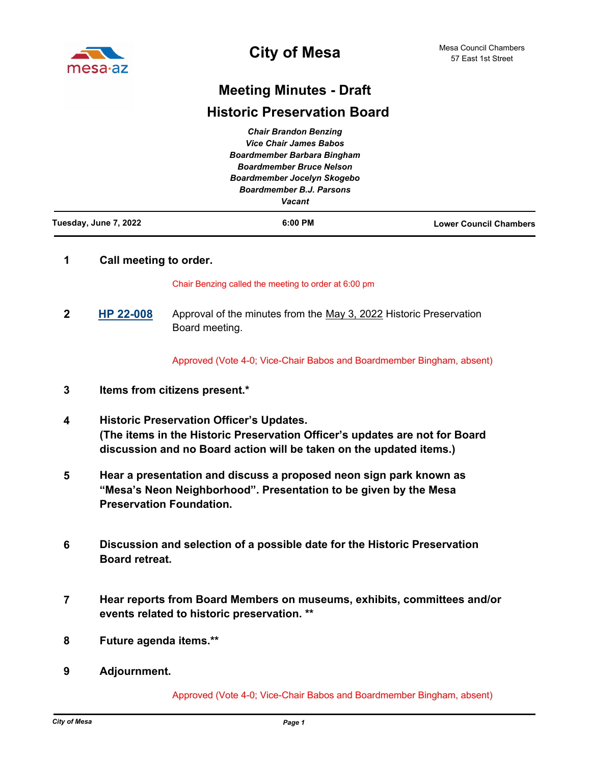# City of Mesa

Mesa Council Chambers
57 East 1st Street

## Meeting Minutes - Draft

## Historic Preservation Board

*Chair Brandon Benzing*
*Vice Chair James Babos*
*Boardmember Barbara Bingham*
*Boardmember Bruce Nelson*
*Boardmember Jocelyn Skogebo*
*Boardmember B.J. Parsons*
*Vacant*

**Tuesday, June 7, 2022** | **6:00 PM** | **Lower Council Chambers**

---

**1 Call meeting to order.**

Chair Benzing called the meeting to order at 6:00 pm

**2 HP 22-008** Approval of the minutes from the May 3, 2022 Historic Preservation Board meeting.

Approved (Vote 4-0; Vice-Chair Babos and Boardmember Bingham, absent)

**3 Items from citizens present.***

**4 Historic Preservation Officer's Updates.**
**(The items in the Historic Preservation Officer's updates are not for Board discussion and no Board action will be taken on the updated items.)**

**5 Hear a presentation and discuss a proposed neon sign park known as "Mesa's Neon Neighborhood". Presentation to be given by the Mesa Preservation Foundation.**

**6 Discussion and selection of a possible date for the Historic Preservation Board retreat.**

**7 Hear reports from Board Members on museums, exhibits, committees and/or events related to historic preservation. ****

**8 Future agenda items.****

**9 Adjournment.**

Approved (Vote 4-0; Vice-Chair Babos and Boardmember Bingham, absent)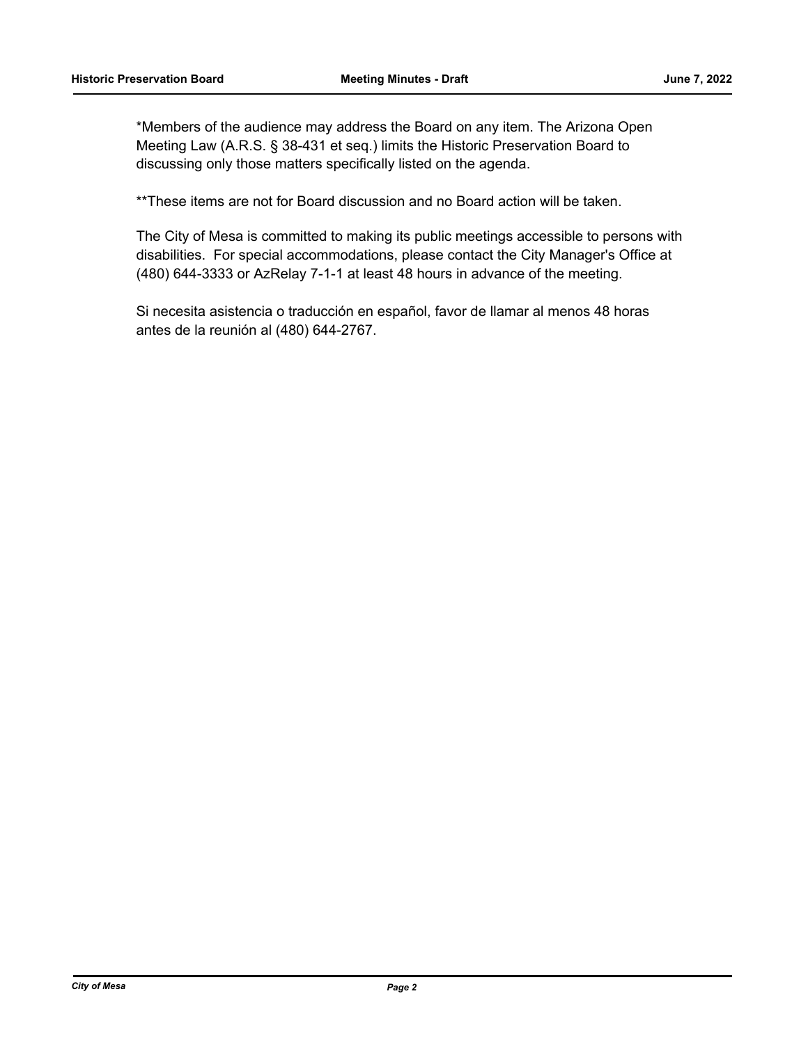*Members of the audience may address the Board on any item. The Arizona Open Meeting Law (A.R.S. § 38-431 et seq.) limits the Historic Preservation Board to discussing only those matters specifically listed on the agenda.

**These items are not for Board discussion and no Board action will be taken.

The City of Mesa is committed to making its public meetings accessible to persons with disabilities. For special accommodations, please contact the City Manager's Office at (480) 644-3333 or AzRelay 7-1-1 at least 48 hours in advance of the meeting.

Si necesita asistencia o traducción en español, favor de llamar al menos 48 horas antes de la reunión al (480) 644-2767.